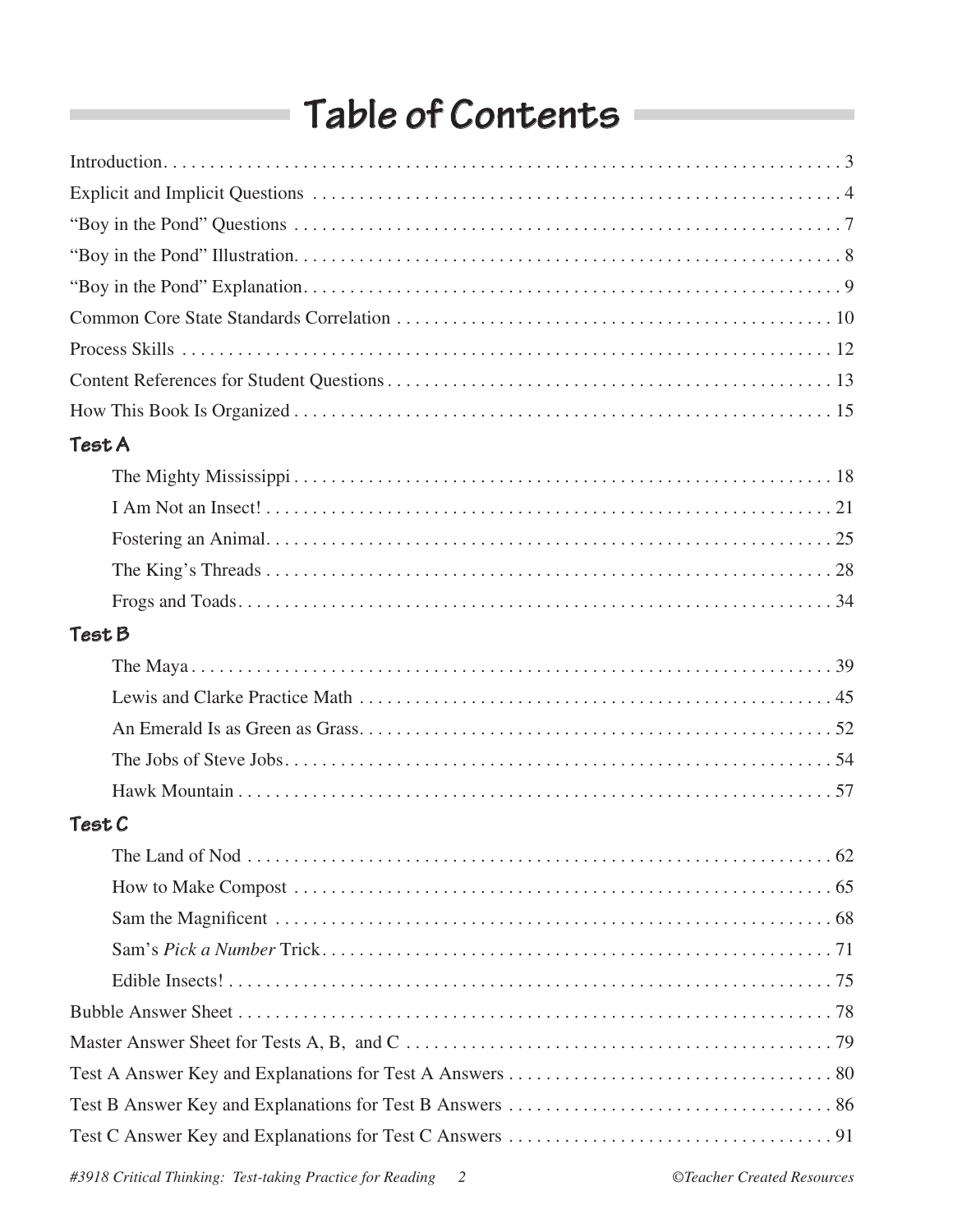# Table of Contents

Introduction. . . . . . . . . . . . . . . . . . . . . . . . . . . . . . . . . . . . . . . . . . . . . . . . . . . . . . . . . . . . . . . . . . . . . . . . . . . 3

Explicit and Implicit Questions . . . . . . . . . . . . . . . . . . . . . . . . . . . . . . . . . . . . . . . . . . . . . . . . . . . . . . . . . . 4

"Boy in the Pond" Questions . . . . . . . . . . . . . . . . . . . . . . . . . . . . . . . . . . . . . . . . . . . . . . . . . . . . . . . . . . . . 7

"Boy in the Pond" Illustration. . . . . . . . . . . . . . . . . . . . . . . . . . . . . . . . . . . . . . . . . . . . . . . . . . . . . . . . . . . . 8

"Boy in the Pond" Explanation. . . . . . . . . . . . . . . . . . . . . . . . . . . . . . . . . . . . . . . . . . . . . . . . . . . . . . . . . . . 9

Common Core State Standards Correlation . . . . . . . . . . . . . . . . . . . . . . . . . . . . . . . . . . . . . . . . . . . . . . . . 10

Process Skills . . . . . . . . . . . . . . . . . . . . . . . . . . . . . . . . . . . . . . . . . . . . . . . . . . . . . . . . . . . . . . . . . . . . . . . . 12

Content References for Student Questions . . . . . . . . . . . . . . . . . . . . . . . . . . . . . . . . . . . . . . . . . . . . . . . . 13

How This Book Is Organized . . . . . . . . . . . . . . . . . . . . . . . . . . . . . . . . . . . . . . . . . . . . . . . . . . . . . . . . . . . . 15

## Test A

- The Mighty Mississippi . . . . . . . . . . . . . . . . . . . . . . . . . . . . . . . . . . . . . . . . . . . . . . . . . . . . . . . . . . . 18
- I Am Not an Insect! . . . . . . . . . . . . . . . . . . . . . . . . . . . . . . . . . . . . . . . . . . . . . . . . . . . . . . . . . . . . . . 21
- Fostering an Animal. . . . . . . . . . . . . . . . . . . . . . . . . . . . . . . . . . . . . . . . . . . . . . . . . . . . . . . . . . . . . . 25
- The King's Threads . . . . . . . . . . . . . . . . . . . . . . . . . . . . . . . . . . . . . . . . . . . . . . . . . . . . . . . . . . . . . . 28
- Frogs and Toads. . . . . . . . . . . . . . . . . . . . . . . . . . . . . . . . . . . . . . . . . . . . . . . . . . . . . . . . . . . . . . . . . 34

## Test B

- The Maya . . . . . . . . . . . . . . . . . . . . . . . . . . . . . . . . . . . . . . . . . . . . . . . . . . . . . . . . . . . . . . . . . . . . . . 39
- Lewis and Clarke Practice Math . . . . . . . . . . . . . . . . . . . . . . . . . . . . . . . . . . . . . . . . . . . . . . . . . . . . 45
- An Emerald Is as Green as Grass. . . . . . . . . . . . . . . . . . . . . . . . . . . . . . . . . . . . . . . . . . . . . . . . . . . . 52
- The Jobs of Steve Jobs. . . . . . . . . . . . . . . . . . . . . . . . . . . . . . . . . . . . . . . . . . . . . . . . . . . . . . . . . . . . 54
- Hawk Mountain . . . . . . . . . . . . . . . . . . . . . . . . . . . . . . . . . . . . . . . . . . . . . . . . . . . . . . . . . . . . . . . . . 57

## Test C

- The Land of Nod . . . . . . . . . . . . . . . . . . . . . . . . . . . . . . . . . . . . . . . . . . . . . . . . . . . . . . . . . . . . . . . . 62
- How to Make Compost . . . . . . . . . . . . . . . . . . . . . . . . . . . . . . . . . . . . . . . . . . . . . . . . . . . . . . . . . . . 65
- Sam the Magnificent . . . . . . . . . . . . . . . . . . . . . . . . . . . . . . . . . . . . . . . . . . . . . . . . . . . . . . . . . . . . . 68
- Sam's *Pick a Number* Trick. . . . . . . . . . . . . . . . . . . . . . . . . . . . . . . . . . . . . . . . . . . . . . . . . . . . . . . . 71
- Edible Insects! . . . . . . . . . . . . . . . . . . . . . . . . . . . . . . . . . . . . . . . . . . . . . . . . . . . . . . . . . . . . . . . . . . 75

Bubble Answer Sheet . . . . . . . . . . . . . . . . . . . . . . . . . . . . . . . . . . . . . . . . . . . . . . . . . . . . . . . . . . . . . . . . . . 78

Master Answer Sheet for Tests A, B, and C . . . . . . . . . . . . . . . . . . . . . . . . . . . . . . . . . . . . . . . . . . . . . . . 79

Test A Answer Key and Explanations for Test A Answers . . . . . . . . . . . . . . . . . . . . . . . . . . . . . . . . . . . 80

Test B Answer Key and Explanations for Test B Answers . . . . . . . . . . . . . . . . . . . . . . . . . . . . . . . . . . . 86

Test C Answer Key and Explanations for Test C Answers . . . . . . . . . . . . . . . . . . . . . . . . . . . . . . . . . . . 91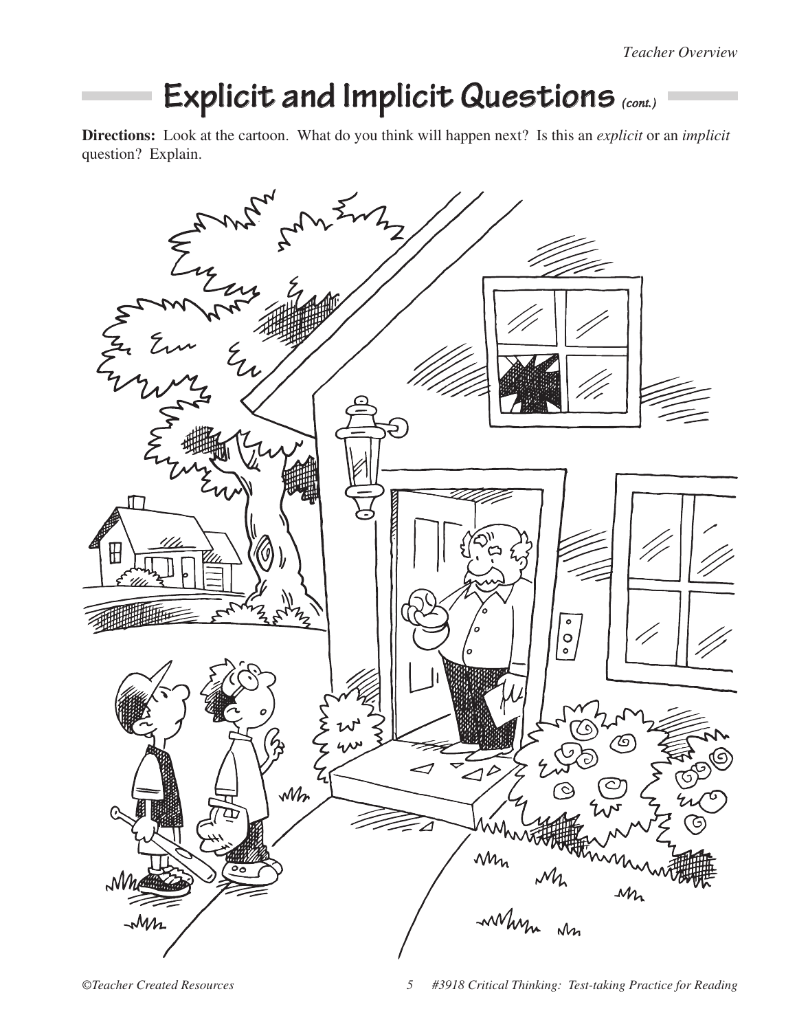# Explicit and Implicit Questions *(cont.)*

**Directions:** Look at the cartoon. What do you think will happen next? Is this an *explicit* or an *implicit* question? Explain.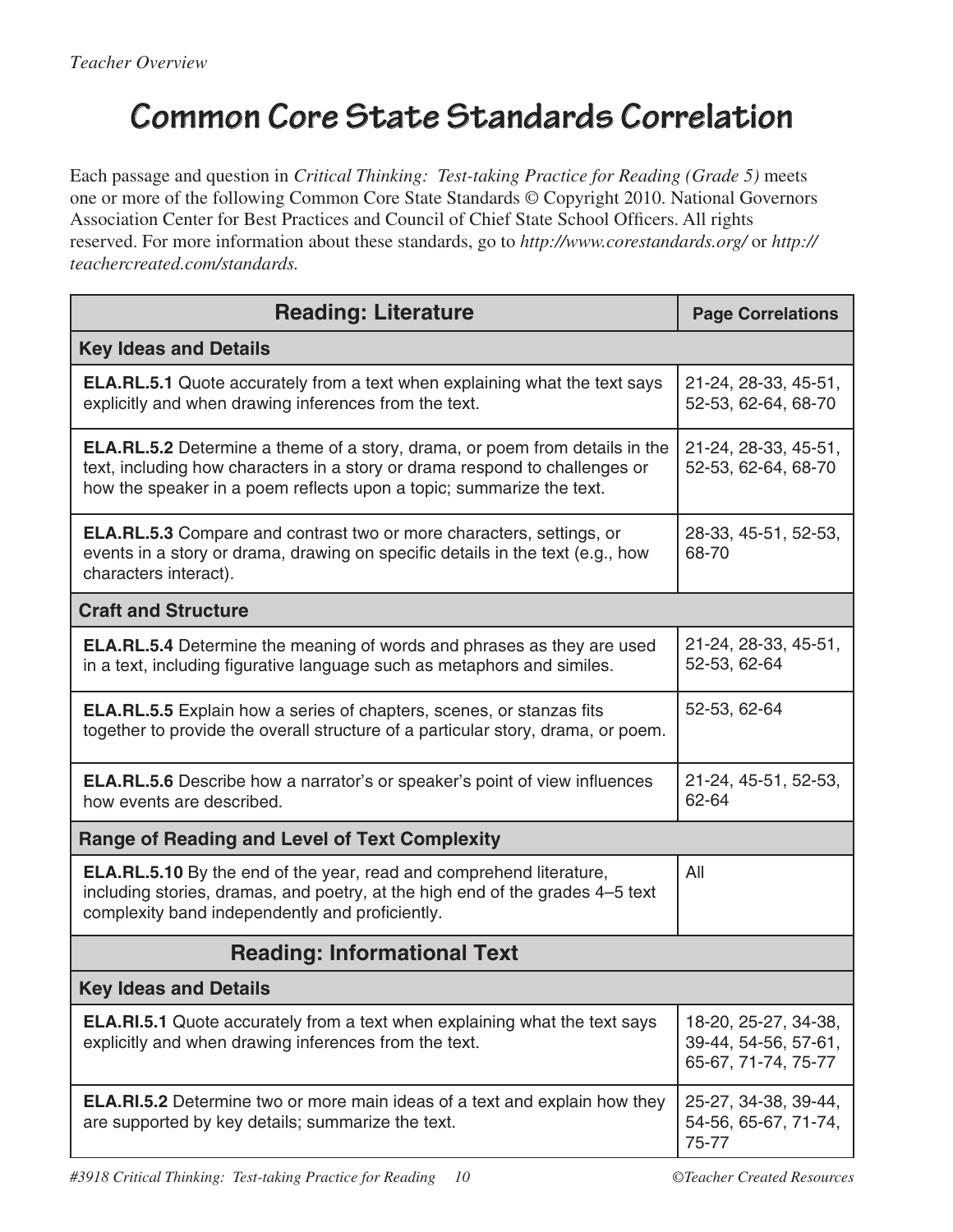*Teacher Overview*

# Common Core State Standards Correlation

Each passage and question in *Critical Thinking: Test-taking Practice for Reading (Grade 5)* meets one or more of the following Common Core State Standards © Copyright 2010. National Governors Association Center for Best Practices and Council of Chief State School Officers. All rights reserved. For more information about these standards, go to *http://www.corestandards.org/* or *http://teachercreated.com/standards.*

| Reading: Literature | Page Correlations |
|---|---|
| **Key Ideas and Details** | |
| **ELA.RL.5.1** Quote accurately from a text when explaining what the text says explicitly and when drawing inferences from the text. | 21-24, 28-33, 45-51, 52-53, 62-64, 68-70 |
| **ELA.RL.5.2** Determine a theme of a story, drama, or poem from details in the text, including how characters in a story or drama respond to challenges or how the speaker in a poem reflects upon a topic; summarize the text. | 21-24, 28-33, 45-51, 52-53, 62-64, 68-70 |
| **ELA.RL.5.3** Compare and contrast two or more characters, settings, or events in a story or drama, drawing on specific details in the text (e.g., how characters interact). | 28-33, 45-51, 52-53, 68-70 |
| **Craft and Structure** | |
| **ELA.RL.5.4** Determine the meaning of words and phrases as they are used in a text, including figurative language such as metaphors and similes. | 21-24, 28-33, 45-51, 52-53, 62-64 |
| **ELA.RL.5.5** Explain how a series of chapters, scenes, or stanzas fits together to provide the overall structure of a particular story, drama, or poem. | 52-53, 62-64 |
| **ELA.RL.5.6** Describe how a narrator's or speaker's point of view influences how events are described. | 21-24, 45-51, 52-53, 62-64 |
| **Range of Reading and Level of Text Complexity** | |
| **ELA.RL.5.10** By the end of the year, read and comprehend literature, including stories, dramas, and poetry, at the high end of the grades 4–5 text complexity band independently and proficiently. | All |
| **Reading: Informational Text** | |
| **Key Ideas and Details** | |
| **ELA.RI.5.1** Quote accurately from a text when explaining what the text says explicitly and when drawing inferences from the text. | 18-20, 25-27, 34-38, 39-44, 54-56, 57-61, 65-67, 71-74, 75-77 |
| **ELA.RI.5.2** Determine two or more main ideas of a text and explain how they are supported by key details; summarize the text. | 25-27, 34-38, 39-44, 54-56, 65-67, 71-74, 75-77 |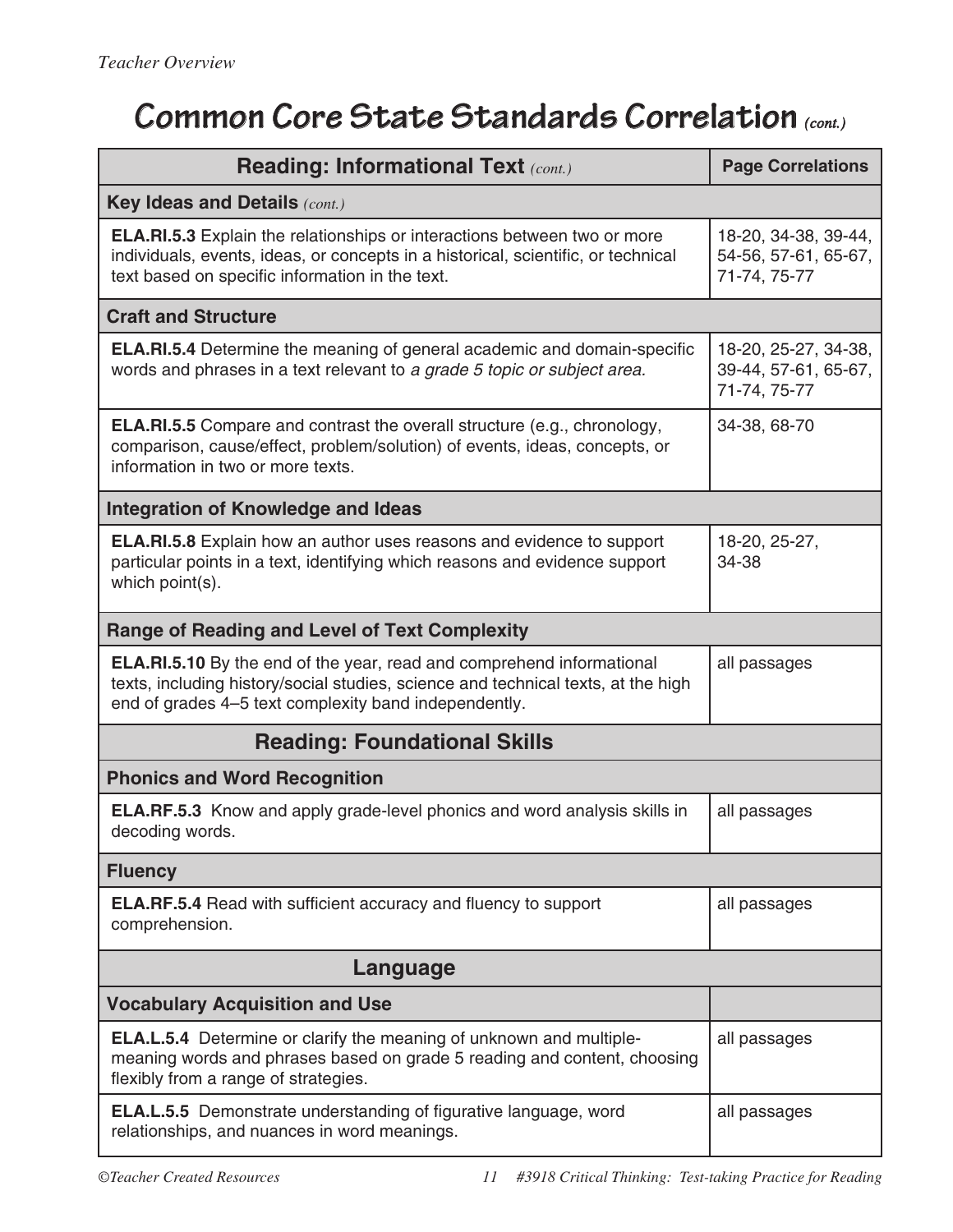# Common Core State Standards Correlation *(cont.)*

| Reading: Informational Text *(cont.)* | Page Correlations |
|---|---|
| **Key Ideas and Details** *(cont.)* | |
| **ELA.RI.5.3** Explain the relationships or interactions between two or more individuals, events, ideas, or concepts in a historical, scientific, or technical text based on specific information in the text. | 18-20, 34-38, 39-44, 54-56, 57-61, 65-67, 71-74, 75-77 |
| **Craft and Structure** | |
| **ELA.RI.5.4** Determine the meaning of general academic and domain-specific words and phrases in a text relevant to *a grade 5 topic or subject area.* | 18-20, 25-27, 34-38, 39-44, 57-61, 65-67, 71-74, 75-77 |
| **ELA.RI.5.5** Compare and contrast the overall structure (e.g., chronology, comparison, cause/effect, problem/solution) of events, ideas, concepts, or information in two or more texts. | 34-38, 68-70 |
| **Integration of Knowledge and Ideas** | |
| **ELA.RI.5.8** Explain how an author uses reasons and evidence to support particular points in a text, identifying which reasons and evidence support which point(s). | 18-20, 25-27, 34-38 |
| **Range of Reading and Level of Text Complexity** | |
| **ELA.RI.5.10** By the end of the year, read and comprehend informational texts, including history/social studies, science and technical texts, at the high end of grades 4–5 text complexity band independently. | all passages |
| **Reading: Foundational Skills** | |
| **Phonics and Word Recognition** | |
| **ELA.RF.5.3** Know and apply grade-level phonics and word analysis skills in decoding words. | all passages |
| **Fluency** | |
| **ELA.RF.5.4** Read with sufficient accuracy and fluency to support comprehension. | all passages |
| **Language** | |
| **Vocabulary Acquisition and Use** | |
| **ELA.L.5.4** Determine or clarify the meaning of unknown and multiple-meaning words and phrases based on grade 5 reading and content, choosing flexibly from a range of strategies. | all passages |
| **ELA.L.5.5** Demonstrate understanding of figurative language, word relationships, and nuances in word meanings. | all passages |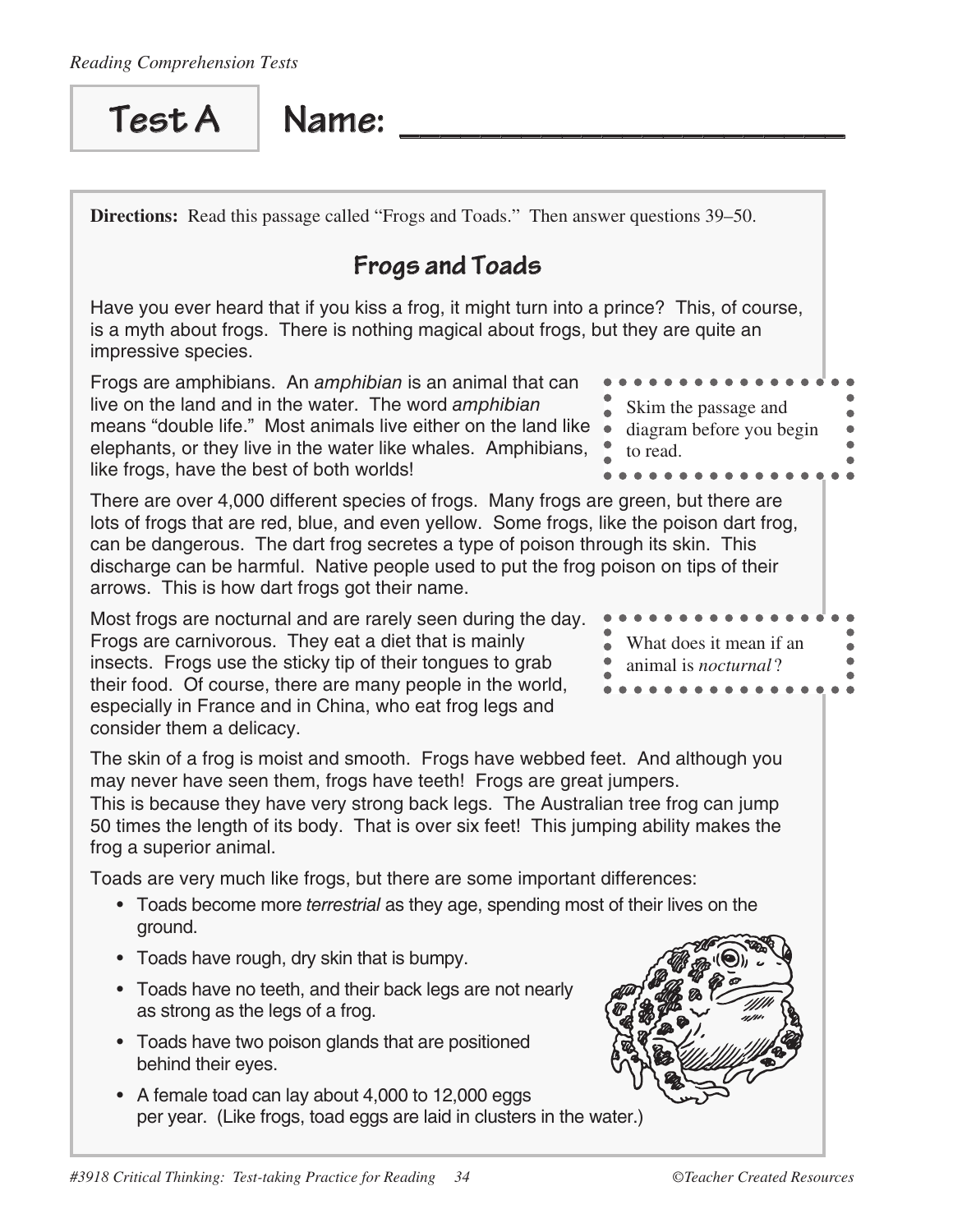# Test A Name: ______________________

**Directions:** Read this passage called "Frogs and Toads." Then answer questions 39–50.

## Frogs and Toads

Have you ever heard that if you kiss a frog, it might turn into a prince? This, of course, is a myth about frogs. There is nothing magical about frogs, but they are quite an impressive species.

Frogs are amphibians. An *amphibian* is an animal that can live on the land and in the water. The word *amphibian* means "double life." Most animals live either on the land like elephants, or they live in the water like whales. Amphibians, like frogs, have the best of both worlds!

> Skim the passage and diagram before you begin to read.

There are over 4,000 different species of frogs. Many frogs are green, but there are lots of frogs that are red, blue, and even yellow. Some frogs, like the poison dart frog, can be dangerous. The dart frog secretes a type of poison through its skin. This discharge can be harmful. Native people used to put the frog poison on tips of their arrows. This is how dart frogs got their name.

Most frogs are nocturnal and are rarely seen during the day. Frogs are carnivorous. They eat a diet that is mainly insects. Frogs use the sticky tip of their tongues to grab their food. Of course, there are many people in the world, especially in France and in China, who eat frog legs and consider them a delicacy.

> What does it mean if an animal is *nocturnal*?

The skin of a frog is moist and smooth. Frogs have webbed feet. And although you may never have seen them, frogs have teeth! Frogs are great jumpers. This is because they have very strong back legs. The Australian tree frog can jump 50 times the length of its body. That is over six feet! This jumping ability makes the frog a superior animal.

Toads are very much like frogs, but there are some important differences:

- Toads become more *terrestrial* as they age, spending most of their lives on the ground.
- Toads have rough, dry skin that is bumpy.
- Toads have no teeth, and their back legs are not nearly as strong as the legs of a frog.
- Toads have two poison glands that are positioned behind their eyes.
- A female toad can lay about 4,000 to 12,000 eggs per year. (Like frogs, toad eggs are laid in clusters in the water.)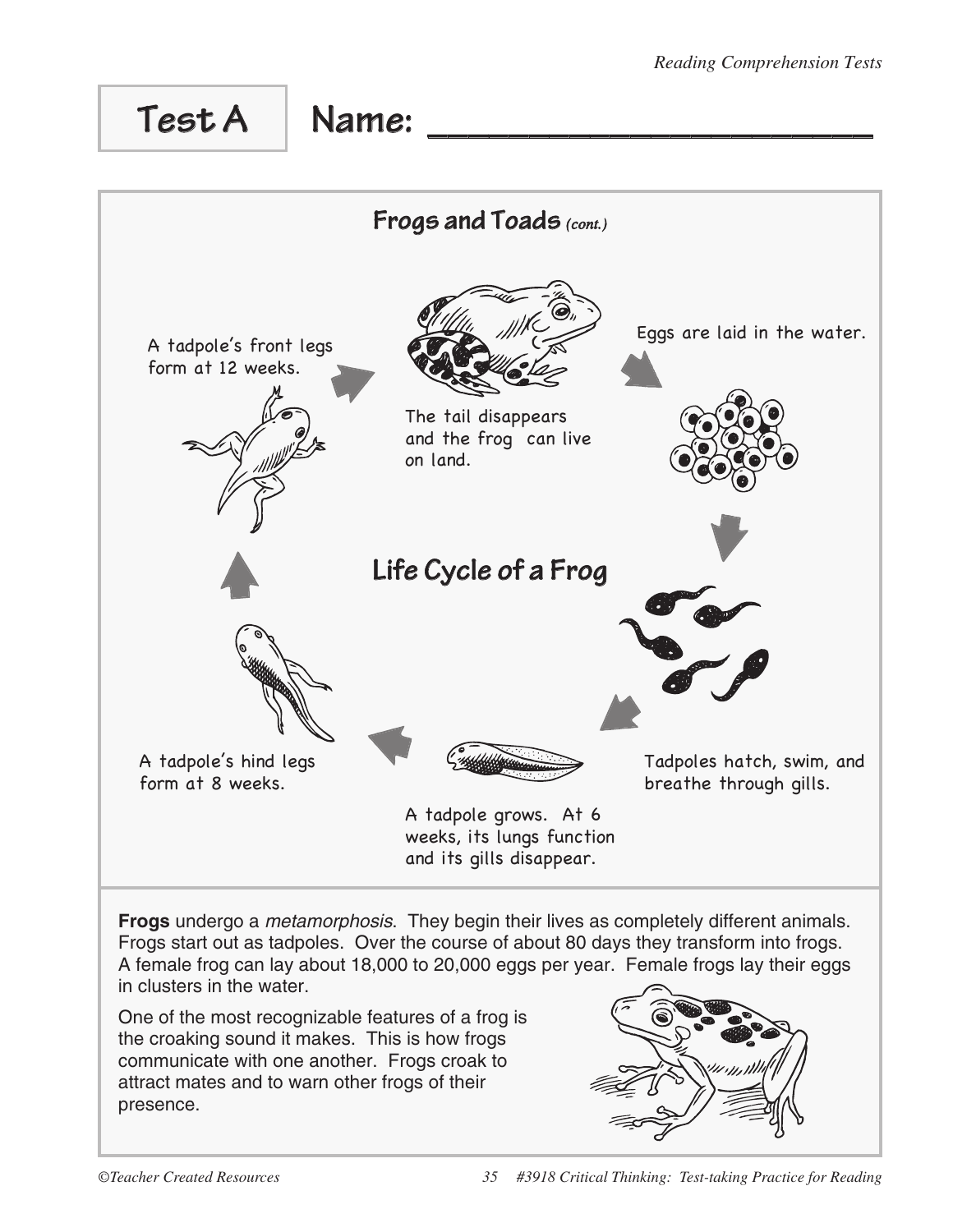# Test A Name: ________________________

## Frogs and Toads *(cont.)*

### Life Cycle of a Frog

Eggs are laid in the water.

Tadpoles hatch, swim, and breathe through gills.

A tadpole grows. At 6 weeks, its lungs function and its gills disappear.

A tadpole's hind legs form at 8 weeks.

A tadpole's front legs form at 12 weeks.

The tail disappears and the frog can live on land.

**Frogs** undergo a *metamorphosis*. They begin their lives as completely different animals. Frogs start out as tadpoles. Over the course of about 80 days they transform into frogs. A female frog can lay about 18,000 to 20,000 eggs per year. Female frogs lay their eggs in clusters in the water.

One of the most recognizable features of a frog is the croaking sound it makes. This is how frogs communicate with one another. Frogs croak to attract mates and to warn other frogs of their presence.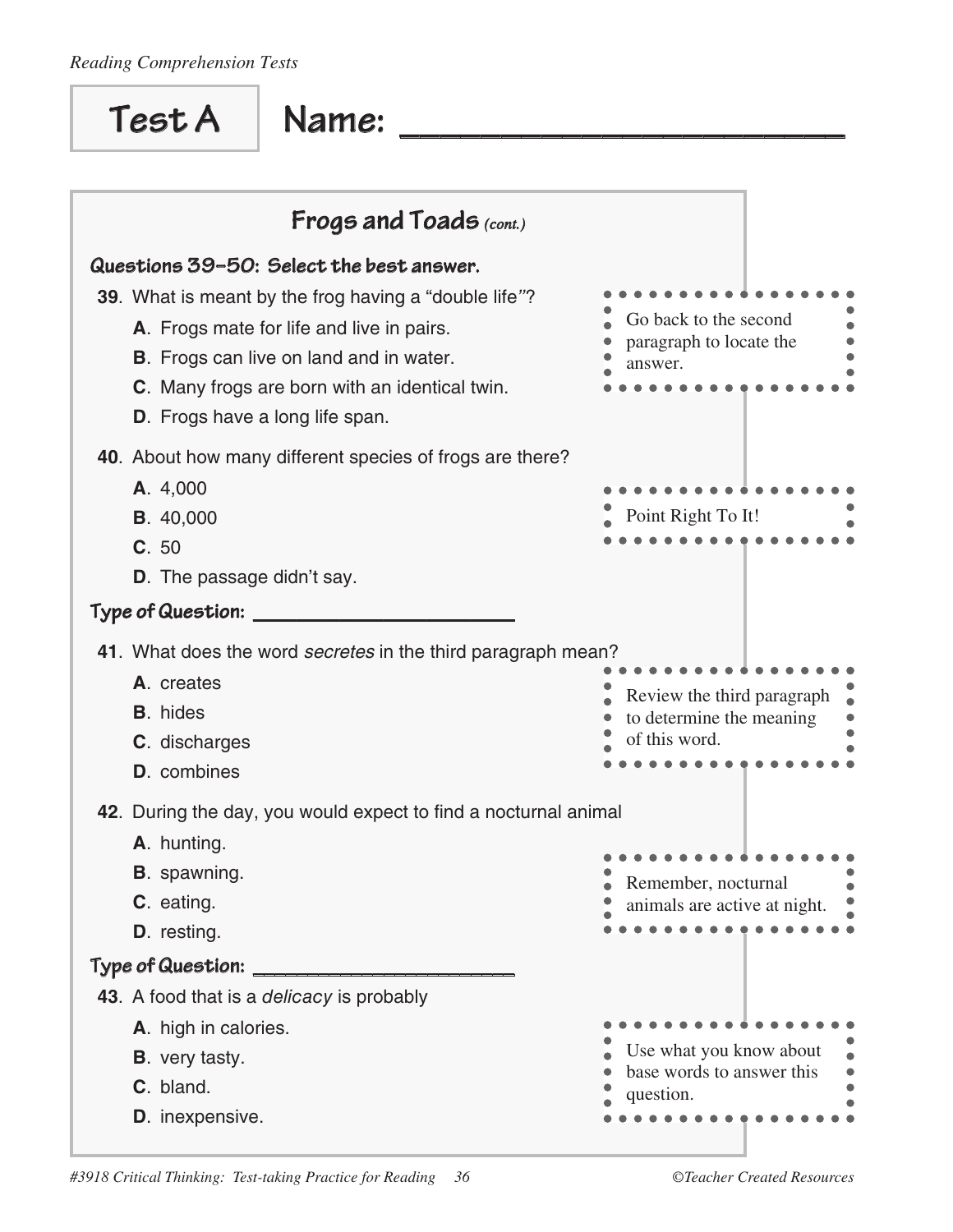# Test A Name: ______________________

## Frogs and Toads *(cont.)*

### Questions 39–50: Select the best answer.

**39**. What is meant by the frog having a "double life"?

- **A**. Frogs mate for life and live in pairs.
- **B**. Frogs can live on land and in water.
- **C**. Many frogs are born with an identical twin.
- **D**. Frogs have a long life span.

> Go back to the second paragraph to locate the answer.

**40**. About how many different species of frogs are there?

- **A**. 4,000
- **B**. 40,000
- **C**. 50
- **D**. The passage didn't say.

> Point Right To It!

**Type of Question:** ______________________

**41**. What does the word *secretes* in the third paragraph mean?

- **A**. creates
- **B**. hides
- **C**. discharges
- **D**. combines

> Review the third paragraph to determine the meaning of this word.

**42**. During the day, you would expect to find a nocturnal animal

- **A**. hunting.
- **B**. spawning.
- **C**. eating.
- **D**. resting.

> Remember, nocturnal animals are active at night.

**Type of Question:** ______________________

**43**. A food that is a *delicacy* is probably

- **A**. high in calories.
- **B**. very tasty.
- **C**. bland.
- **D**. inexpensive.

> Use what you know about base words to answer this question.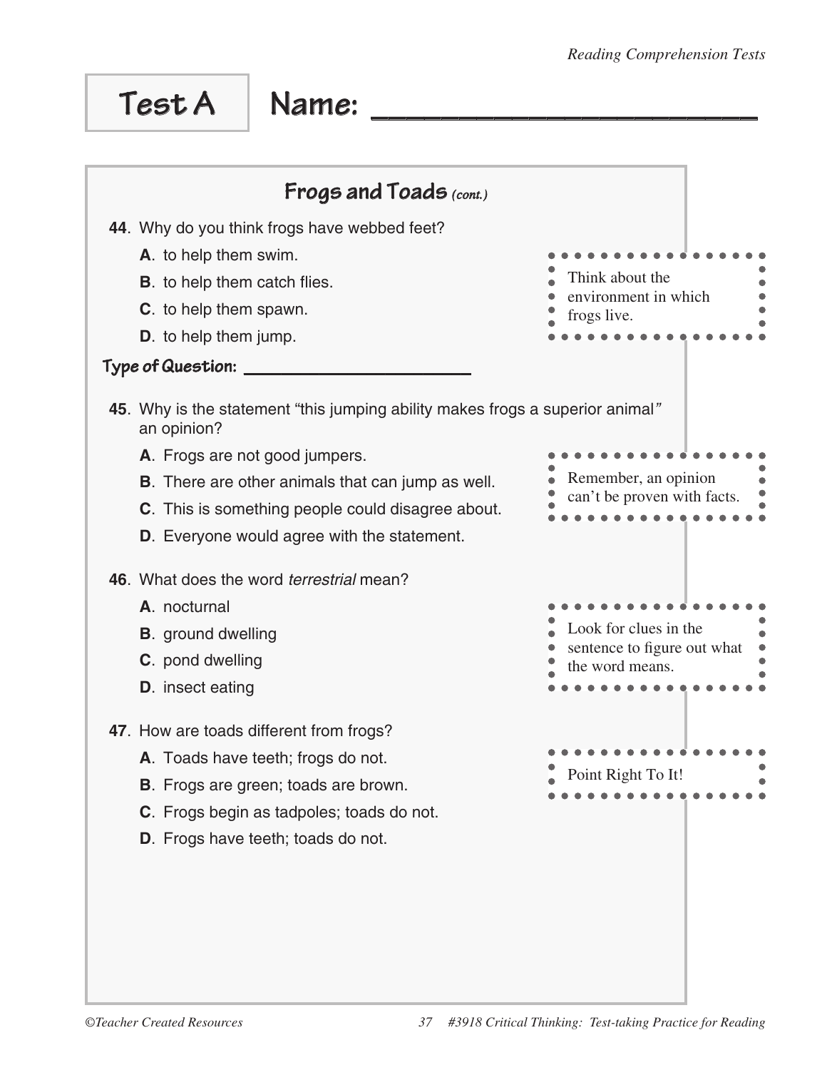# Test A Name: ______________________

## Frogs and Toads *(cont.)*

**44**. Why do you think frogs have webbed feet?

- **A**. to help them swim.
- **B**. to help them catch flies.
- **C**. to help them spawn.
- **D**. to help them jump.

> Think about the environment in which frogs live.

**Type of Question:** ______________________

**45**. Why is the statement "this jumping ability makes frogs a superior animal" an opinion?

- **A**. Frogs are not good jumpers.
- **B**. There are other animals that can jump as well.
- **C**. This is something people could disagree about.
- **D**. Everyone would agree with the statement.

> Remember, an opinion can't be proven with facts.

**46**. What does the word *terrestrial* mean?

- **A**. nocturnal
- **B**. ground dwelling
- **C**. pond dwelling
- **D**. insect eating

> Look for clues in the sentence to figure out what the word means.

**47**. How are toads different from frogs?

- **A**. Toads have teeth; frogs do not.
- **B**. Frogs are green; toads are brown.
- **C**. Frogs begin as tadpoles; toads do not.
- **D**. Frogs have teeth; toads do not.

> Point Right To It!